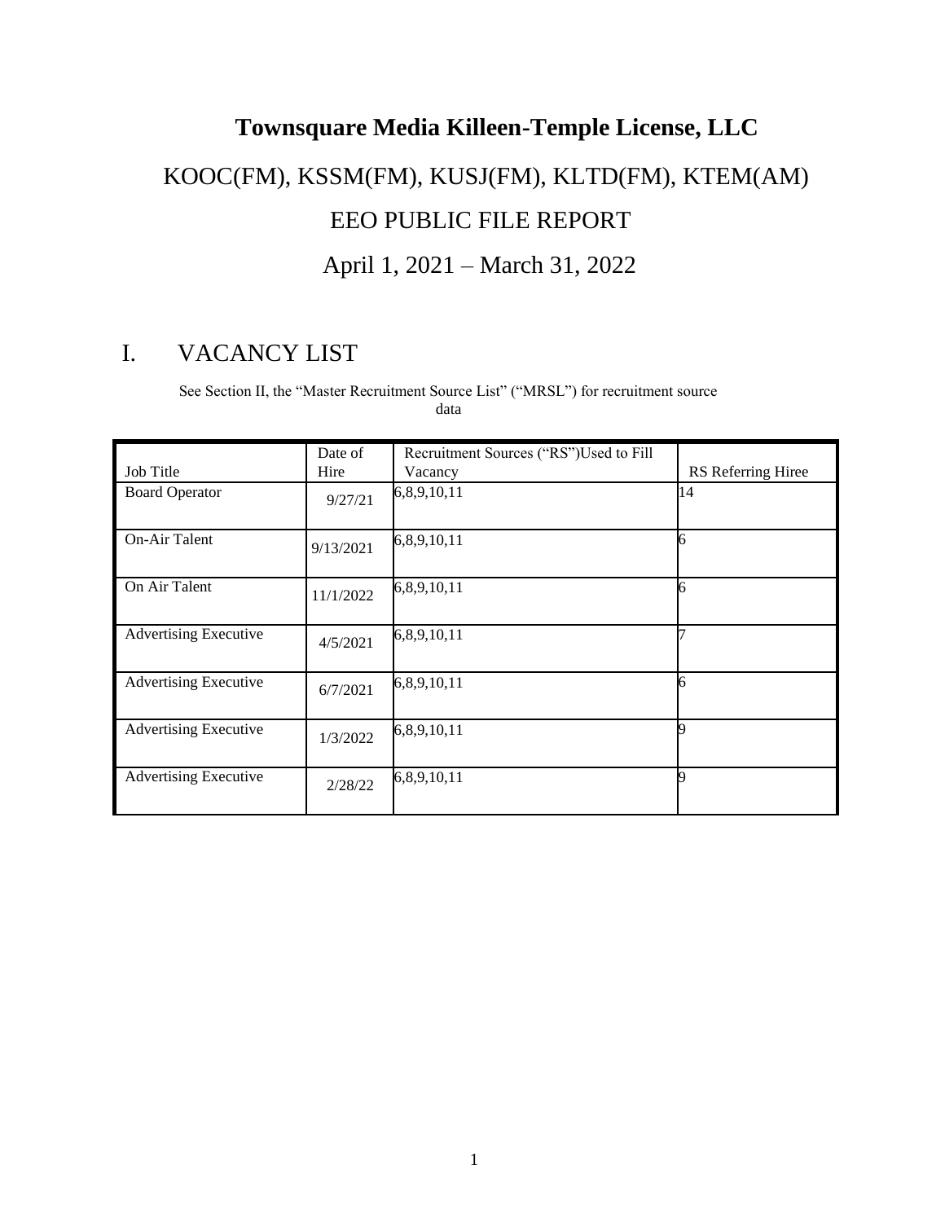# Townsquare Media Killeen-Temple License, LLC

## KOOC(FM), KSSM(FM), KUSJ(FM), KLTD(FM), KTEM(AM)

## EEO PUBLIC FILE REPORT

## April 1, 2021 – March 31, 2022

## I. VACANCY LIST

See Section II, the "Master Recruitment Source List" ("MRSL") for recruitment source data

| Job Title | Date of Hire | Recruitment Sources ("RS")Used to Fill Vacancy | RS Referring Hiree |
|---|---|---|---|
| Board Operator | 9/27/21 | 6,8,9,10,11 | 14 |
| On-Air Talent | 9/13/2021 | 6,8,9,10,11 | 6 |
| On Air Talent | 11/1/2022 | 6,8,9,10,11 | 6 |
| Advertising Executive | 4/5/2021 | 6,8,9,10,11 | 7 |
| Advertising Executive | 6/7/2021 | 6,8,9,10,11 | 6 |
| Advertising Executive | 1/3/2022 | 6,8,9,10,11 | 9 |
| Advertising Executive | 2/28/22 | 6,8,9,10,11 | 9 |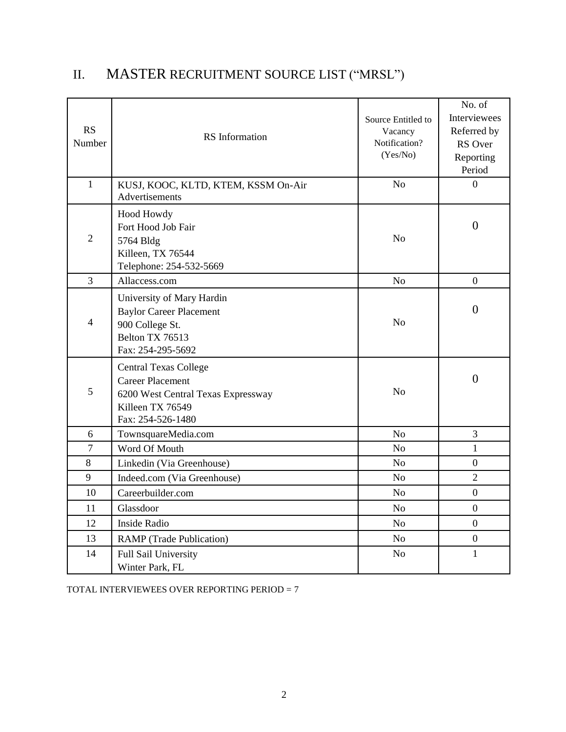## II. MASTER RECRUITMENT SOURCE LIST ("MRSL")

| RS Number | RS Information | Source Entitled to Vacancy Notification? (Yes/No) | No. of Interviewees Referred by RS Over Reporting Period |
|---|---|---|---|
| 1 | KUSJ, KOOC, KLTD, KTEM, KSSM On-Air Advertisements | No | 0 |
| 2 | Hood Howdy<br>Fort Hood Job Fair<br>5764 Bldg<br>Killeen, TX 76544<br>Telephone: 254-532-5669 | No | 0 |
| 3 | Allaccess.com | No | 0 |
| 4 | University of Mary Hardin<br>Baylor Career Placement<br>900 College St.<br>Belton TX 76513<br>Fax: 254-295-5692 | No | 0 |
| 5 | Central Texas College<br>Career Placement<br>6200 West Central Texas Expressway<br>Killeen TX 76549<br>Fax: 254-526-1480 | No | 0 |
| 6 | TownsquareMedia.com | No | 3 |
| 7 | Word Of Mouth | No | 1 |
| 8 | Linkedin (Via Greenhouse) | No | 0 |
| 9 | Indeed.com (Via Greenhouse) | No | 2 |
| 10 | Careerbuilder.com | No | 0 |
| 11 | Glassdoor | No | 0 |
| 12 | Inside Radio | No | 0 |
| 13 | RAMP (Trade Publication) | No | 0 |
| 14 | Full Sail University<br>Winter Park, FL | No | 1 |

TOTAL INTERVIEWEES OVER REPORTING PERIOD = 7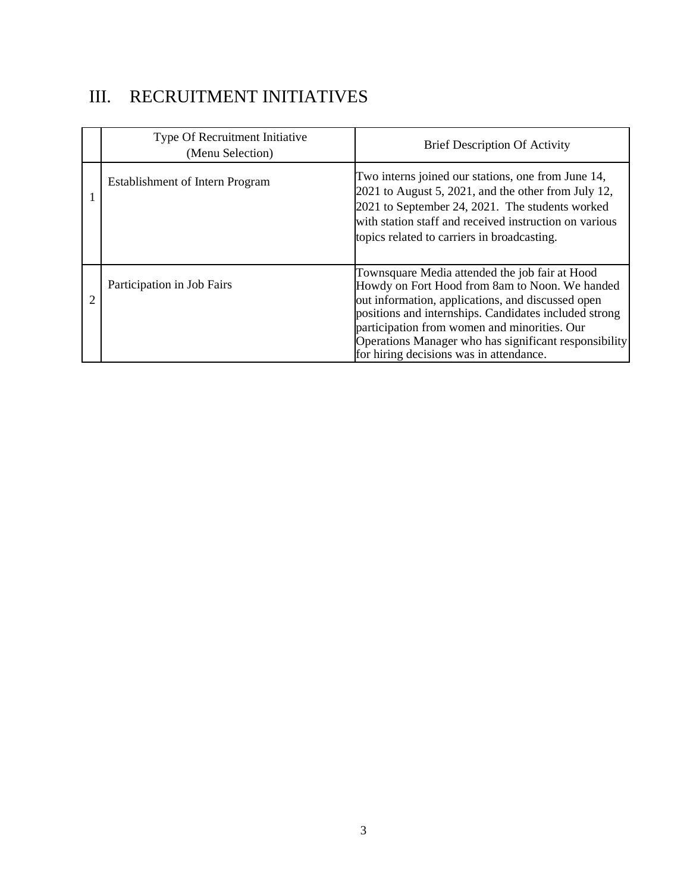## III. RECRUITMENT INITIATIVES

| | Type Of Recruitment Initiative (Menu Selection) | Brief Description Of Activity |
|---|---|---|
| 1 | Establishment of Intern Program | Two interns joined our stations, one from June 14, 2021 to August 5, 2021, and the other from July 12, 2021 to September 24, 2021. The students worked with station staff and received instruction on various topics related to carriers in broadcasting. |
| 2 | Participation in Job Fairs | Townsquare Media attended the job fair at Hood Howdy on Fort Hood from 8am to Noon. We handed out information, applications, and discussed open positions and internships. Candidates included strong participation from women and minorities. Our Operations Manager who has significant responsibility for hiring decisions was in attendance. |